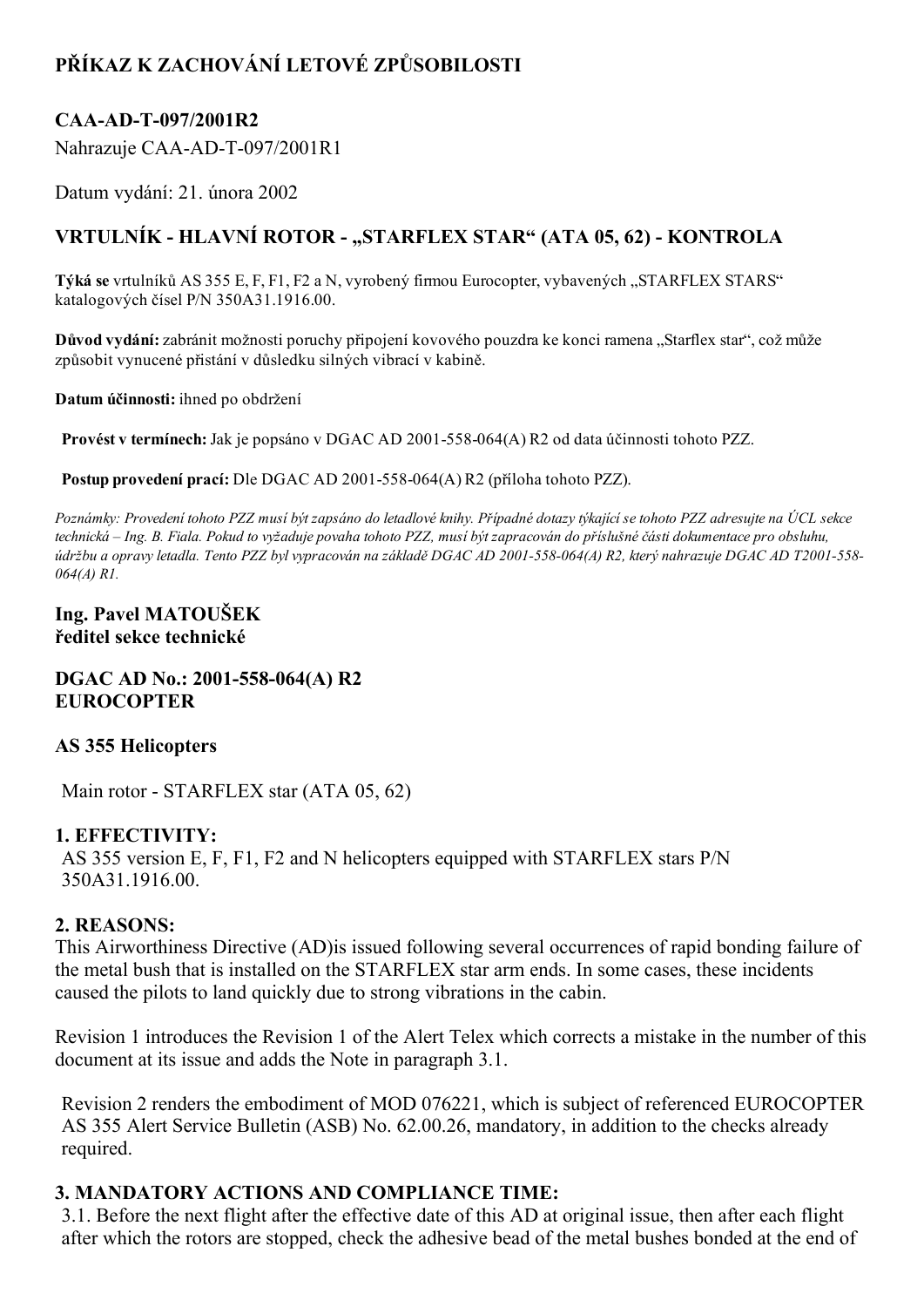# PŘÍKAZ K ZACHOVÁNÍ LETOVÉ ZPŮSOBILOSTI

## CAA-AD-T-097/2001R2

Nahrazuje CAA-AD-T-097/2001R1

Datum vydání: 21. února 2002

## VRTULNÍK - HLAVNÍ ROTOR - „STARFLEX STAR" (ATA 05, 62) - KONTROLA

**Týká se** vrtulníků AS 355 E, F, F1, F2 a N, vyrobený firmou Eurocopter, vybavených „STARFLEX STARS" katalogových čísel P/N 350A31.1916.00.

**Důvod vydání:** zabránit možnosti poruchy připojení kovového pouzdra ke konci ramena „Starflex star", což může způsobit vynucené přistání v důsledku silných vibrací v kabině.

**Datum účinnosti:** ihned po obdržení

**Provést v termínech:** Jak je popsáno v DGAC AD 2001-558-064(A) R2 od data účinnosti tohoto PZZ.

**Postup provedení prací:** Dle DGAC AD 2001-558-064(A) R2 (příloha tohoto PZZ).

*Poznámky: Provedení tohoto PZZ musí být zapsáno do letadlové knihy. Případné dotazy týkající se tohoto PZZ adresujte na ÚCL sekce technická – Ing. B. Fiala. Pokud to vyžaduje povaha tohoto PZZ, musí být zapracován do příslušné části dokumentace pro obsluhu, údržbu a opravy letadla. Tento PZZ byl vypracován na základě DGAC AD 2001-558-064(A) R2, který nahrazuje DGAC AD T2001-558-064(A) R1.*

**Ing. Pavel MATOUŠEK**
**ředitel sekce technické**

**DGAC AD No.: 2001-558-064(A) R2**
**EUROCOPTER**

### AS 355 Helicopters

Main rotor - STARFLEX star (ATA 05, 62)

### 1. EFFECTIVITY:

AS 355 version E, F, F1, F2 and N helicopters equipped with STARFLEX stars P/N 350A31.1916.00.

### 2. REASONS:

This Airworthiness Directive (AD)is issued following several occurrences of rapid bonding failure of the metal bush that is installed on the STARFLEX star arm ends. In some cases, these incidents caused the pilots to land quickly due to strong vibrations in the cabin.

Revision 1 introduces the Revision 1 of the Alert Telex which corrects a mistake in the number of this document at its issue and adds the Note in paragraph 3.1.

Revision 2 renders the embodiment of MOD 076221, which is subject of referenced EUROCOPTER AS 355 Alert Service Bulletin (ASB) No. 62.00.26, mandatory, in addition to the checks already required.

### 3. MANDATORY ACTIONS AND COMPLIANCE TIME:

3.1. Before the next flight after the effective date of this AD at original issue, then after each flight after which the rotors are stopped, check the adhesive bead of the metal bushes bonded at the end of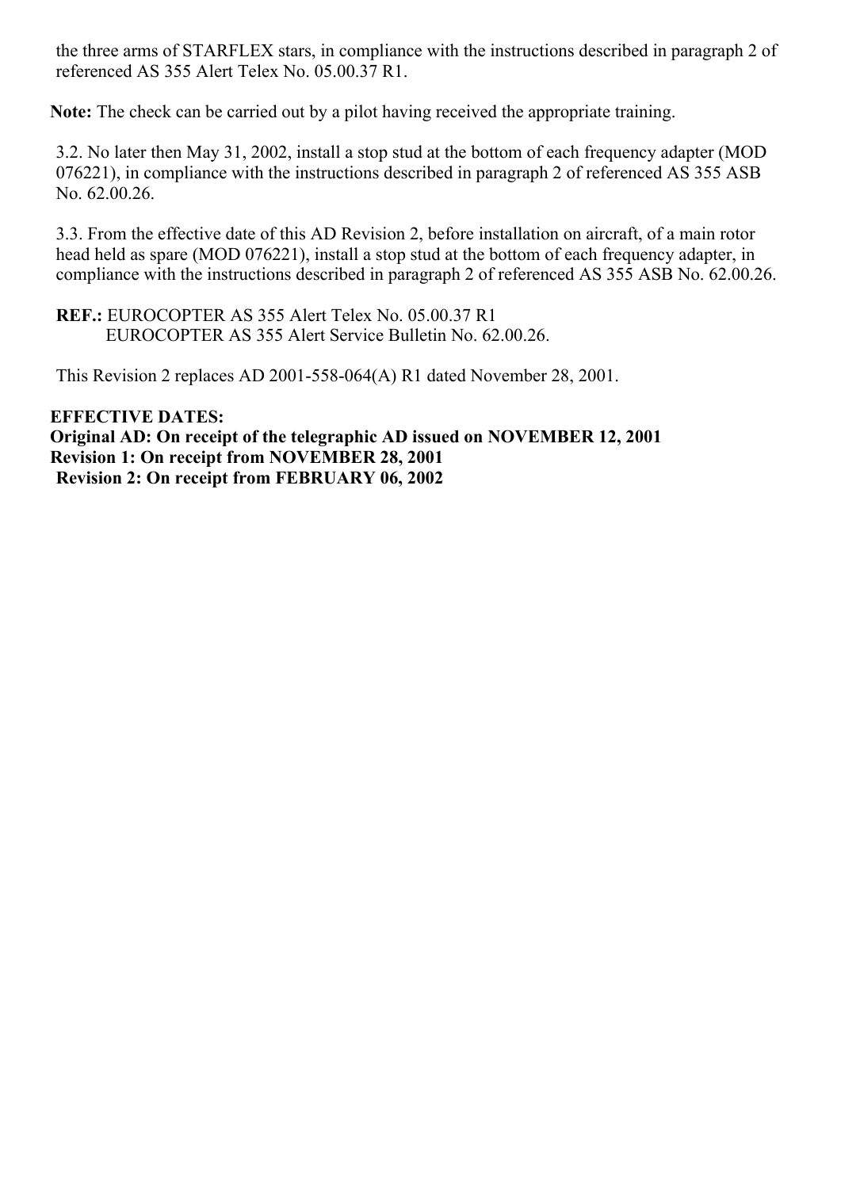the three arms of STARFLEX stars, in compliance with the instructions described in paragraph 2 of referenced AS 355 Alert Telex No. 05.00.37 R1.

**Note:** The check can be carried out by a pilot having received the appropriate training.

3.2. No later then May 31, 2002, install a stop stud at the bottom of each frequency adapter (MOD 076221), in compliance with the instructions described in paragraph 2 of referenced AS 355 ASB No. 62.00.26.

3.3. From the effective date of this AD Revision 2, before installation on aircraft, of a main rotor head held as spare (MOD 076221), install a stop stud at the bottom of each frequency adapter, in compliance with the instructions described in paragraph 2 of referenced AS 355 ASB No. 62.00.26.

**REF.:** EUROCOPTER AS 355 Alert Telex No. 05.00.37 R1
EUROCOPTER AS 355 Alert Service Bulletin No. 62.00.26.

This Revision 2 replaces AD 2001-558-064(A) R1 dated November 28, 2001.

**EFFECTIVE DATES:**
**Original AD: On receipt of the telegraphic AD issued on NOVEMBER 12, 2001**
**Revision 1: On receipt from NOVEMBER 28, 2001**
**Revision 2: On receipt from FEBRUARY 06, 2002**